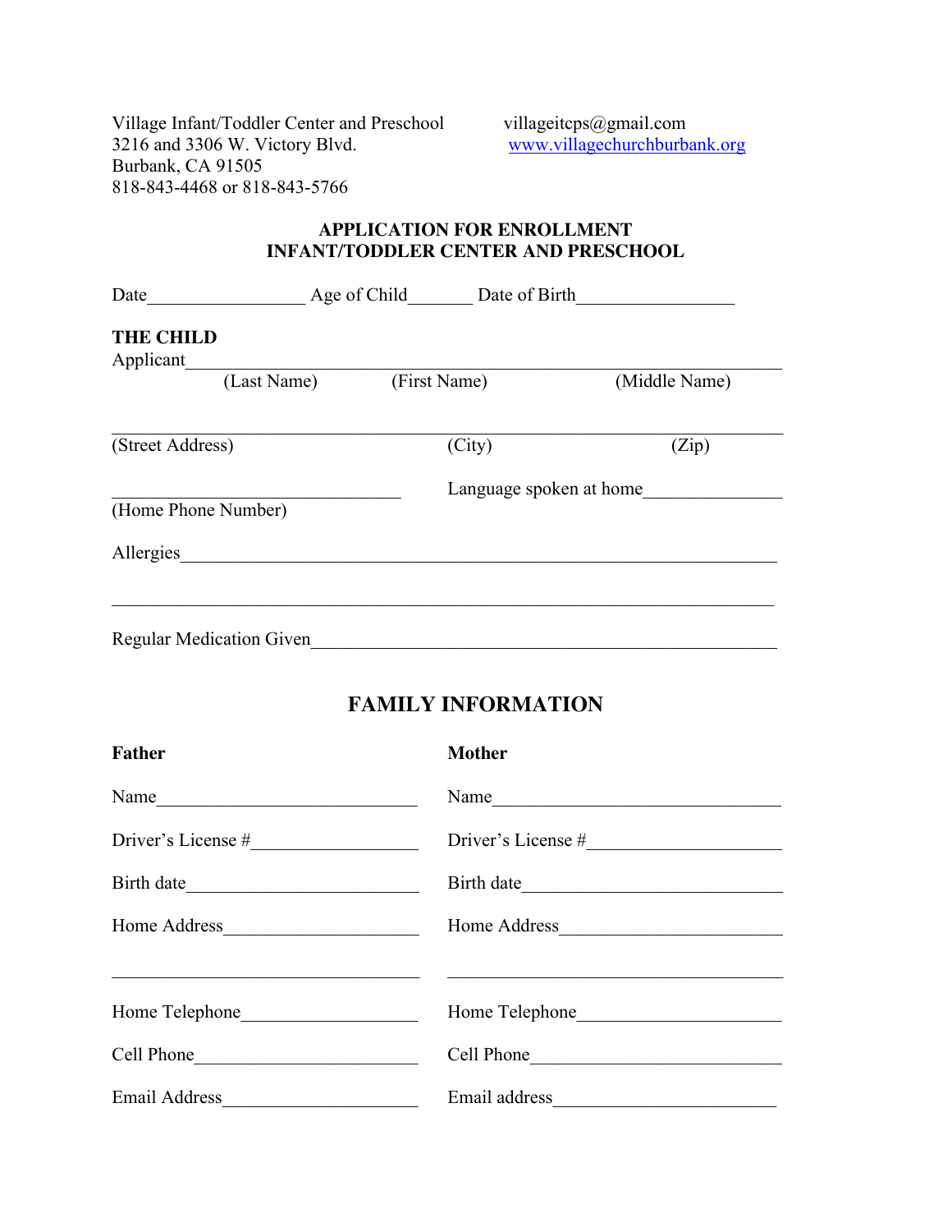Village Infant/Toddler Center and Preschool
3216 and 3306 W. Victory Blvd.
Burbank, CA 91505
818-843-4468 or 818-843-5766

villageitcps@gmail.com
www.villagechurchburbank.org

**APPLICATION FOR ENROLLMENT**
**INFANT/TODDLER CENTER AND PRESCHOOL**

Date_________________ Age of Child_______ Date of Birth_________________

**THE CHILD**

Applicant___________________________________________________________
(Last Name) (First Name) (Middle Name)

_____________________________________________________________________
(Street Address) (City) (Zip)

________________________________ Language spoken at home_______________
(Home Phone Number)

Allergies______________________________________________________________

_____________________________________________________________________

Regular Medication Given_______________________________________________

## FAMILY INFORMATION

**Father**

Name_____________________________

Driver's License #__________________

Birth date_________________________

Home Address_____________________

_________________________________

Home Telephone___________________

Cell Phone________________________

Email Address_____________________

**Mother**

Name_____________________________

Driver's License #__________________

Birth date_________________________

Home Address_____________________

_________________________________

Home Telephone___________________

Cell Phone________________________

Email address_____________________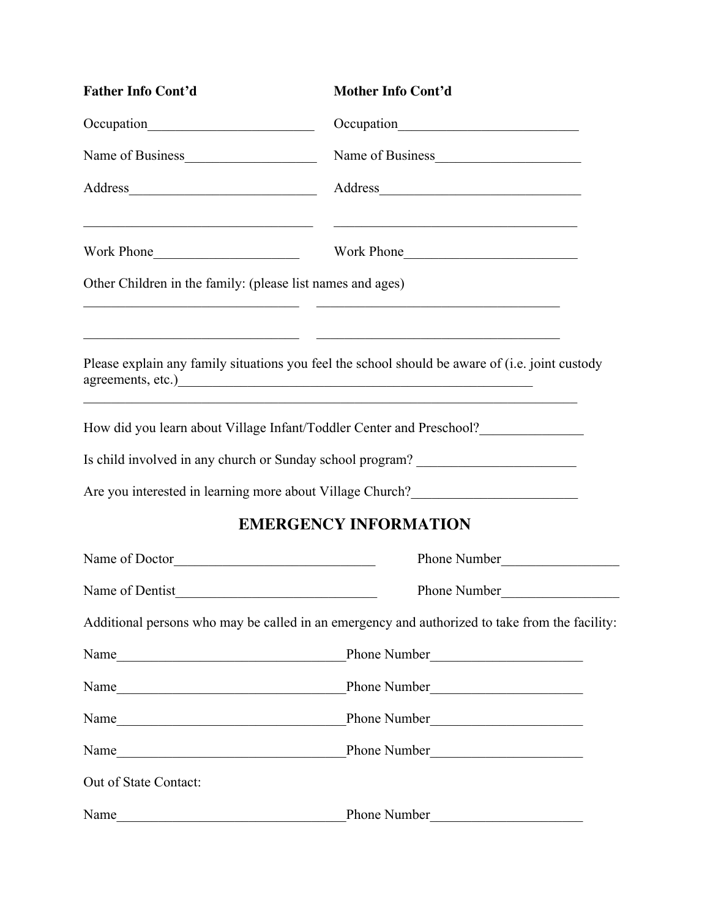**Father Info Cont'd**

Occupation________________________

Name of Business___________________

Address___________________________

__________________________________

Work Phone_____________________

**Mother Info Cont'd**

Occupation__________________________

Name of Business_____________________

Address_____________________________

____________________________________

Work Phone_________________________

Other Children in the family: (please list names and ages)

________________________________ ____________________________________

________________________________ ____________________________________

Please explain any family situations you feel the school should be aware of (i.e. joint custody agreements, etc.)______________________________________________________

_________________________________________________________________________

How did you learn about Village Infant/Toddler Center and Preschool?_______________

Is child involved in any church or Sunday school program? _______________________

Are you interested in learning more about Village Church?________________________

## EMERGENCY INFORMATION

Name of Doctor_____________________________ Phone Number_________________

Name of Dentist_____________________________ Phone Number_________________

Additional persons who may be called in an emergency and authorized to take from the facility:

Name_________________________________Phone Number______________________

Name_________________________________Phone Number______________________

Name_________________________________Phone Number______________________

Name_________________________________Phone Number______________________

Out of State Contact:

Name_________________________________Phone Number______________________